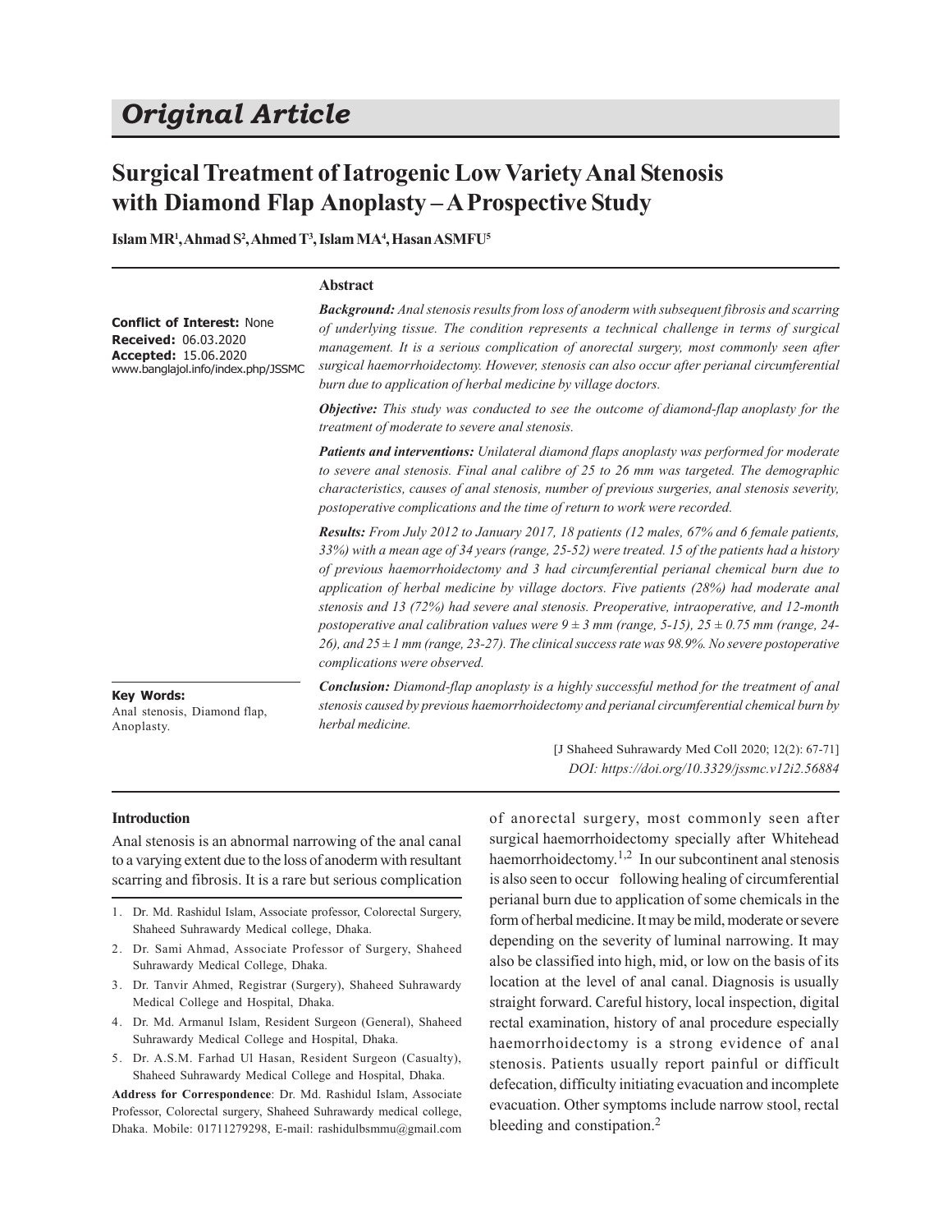# Original Article

## Surgical Treatment of Iatrogenic Low Variety Anal Stenosis with Diamond Flap Anoplasty – A Prospective Study

**Islam MR[1], Ahmad S[2], Ahmed T[3], Islam MA[4], Hasan ASMFU[5]**

**Conflict of Interest:** None
**Received:** 06.03.2020
**Accepted:** 15.06.2020
www.banglajol.info/index.php/JSSMC

### Abstract

***Background:*** *Anal stenosis results from loss of anoderm with subsequent fibrosis and scarring of underlying tissue. The condition represents a technical challenge in terms of surgical management. It is a serious complication of anorectal surgery, most commonly seen after surgical haemorrhoidectomy. However, stenosis can also occur after perianal circumferential burn due to application of herbal medicine by village doctors.*

***Objective:*** *This study was conducted to see the outcome of diamond-flap anoplasty for the treatment of moderate to severe anal stenosis.*

***Patients and interventions:*** *Unilateral diamond flaps anoplasty was performed for moderate to severe anal stenosis. Final anal calibre of 25 to 26 mm was targeted. The demographic characteristics, causes of anal stenosis, number of previous surgeries, anal stenosis severity, postoperative complications and the time of return to work were recorded.*

***Results:*** *From July 2012 to January 2017, 18 patients (12 males, 67% and 6 female patients, 33%) with a mean age of 34 years (range, 25-52) were treated. 15 of the patients had a history of previous haemorrhoidectomy and 3 had circumferential perianal chemical burn due to application of herbal medicine by village doctors. Five patients (28%) had moderate anal stenosis and 13 (72%) had severe anal stenosis. Preoperative, intraoperative, and 12-month postoperative anal calibration values were $9 \pm 3$ mm (range, 5-15), $25 \pm 0.75$ mm (range, 24-26), and $25 \pm 1$ mm (range, 23-27). The clinical success rate was 98.9%. No severe postoperative complications were observed.*

***Conclusion:*** *Diamond-flap anoplasty is a highly successful method for the treatment of anal stenosis caused by previous haemorrhoidectomy and perianal circumferential chemical burn by herbal medicine.*

**Key Words:**
Anal stenosis, Diamond flap, Anoplasty.

[J Shaheed Suhrawardy Med Coll 2020; 12(2): 67-71]
*DOI: https://doi.org/10.3329/jssmc.v12i2.56884*

### Introduction

Anal stenosis is an abnormal narrowing of the anal canal to a varying extent due to the loss of anoderm with resultant scarring and fibrosis. It is a rare but serious complication of anorectal surgery, most commonly seen after surgical haemorrhoidectomy specially after Whitehead haemorrhoidectomy.[1,2] In our subcontinent anal stenosis is also seen to occur following healing of circumferential perianal burn due to application of some chemicals in the form of herbal medicine. It may be mild, moderate or severe depending on the severity of luminal narrowing. It may also be classified into high, mid, or low on the basis of its location at the level of anal canal. Diagnosis is usually straight forward. Careful history, local inspection, digital rectal examination, history of anal procedure especially haemorrhoidectomy is a strong evidence of anal stenosis. Patients usually report painful or difficult defecation, difficulty initiating evacuation and incomplete evacuation. Other symptoms include narrow stool, rectal bleeding and constipation.[2]

1. Dr. Md. Rashidul Islam, Associate professor, Colorectal Surgery, Shaheed Suhrawardy Medical college, Dhaka.
2. Dr. Sami Ahmad, Associate Professor of Surgery, Shaheed Suhrawardy Medical College, Dhaka.
3. Dr. Tanvir Ahmed, Registrar (Surgery), Shaheed Suhrawardy Medical College and Hospital, Dhaka.
4. Dr. Md. Armanul Islam, Resident Surgeon (General), Shaheed Suhrawardy Medical College and Hospital, Dhaka.
5. Dr. A.S.M. Farhad Ul Hasan, Resident Surgeon (Casualty), Shaheed Suhrawardy Medical College and Hospital, Dhaka.

**Address for Correspondence**: Dr. Md. Rashidul Islam, Associate Professor, Colorectal surgery, Shaheed Suhrawardy medical college, Dhaka. Mobile: 01711279298, E-mail: rashidulbsmmu@gmail.com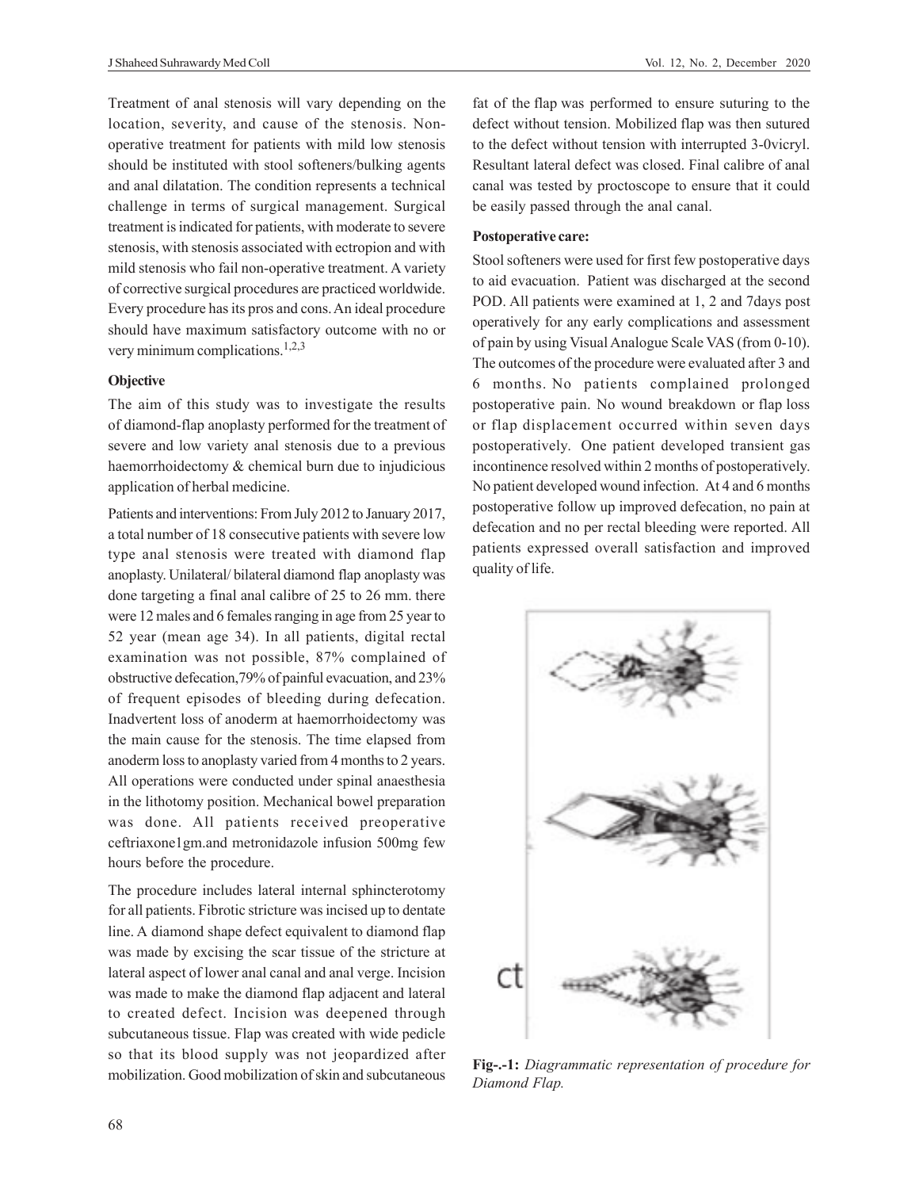Treatment of anal stenosis will vary depending on the location, severity, and cause of the stenosis. Non-operative treatment for patients with mild low stenosis should be instituted with stool softeners/bulking agents and anal dilatation. The condition represents a technical challenge in terms of surgical management. Surgical treatment is indicated for patients, with moderate to severe stenosis, with stenosis associated with ectropion and with mild stenosis who fail non-operative treatment. A variety of corrective surgical procedures are practiced worldwide. Every procedure has its pros and cons. An ideal procedure should have maximum satisfactory outcome with no or very minimum complications.[1,2,3]

**Objective**

The aim of this study was to investigate the results of diamond-flap anoplasty performed for the treatment of severe and low variety anal stenosis due to a previous haemorrhoidectomy & chemical burn due to injudicious application of herbal medicine.

Patients and interventions: From July 2012 to January 2017, a total number of 18 consecutive patients with severe low type anal stenosis were treated with diamond flap anoplasty. Unilateral/ bilateral diamond flap anoplasty was done targeting a final anal calibre of 25 to 26 mm. there were 12 males and 6 females ranging in age from 25 year to 52 year (mean age 34). In all patients, digital rectal examination was not possible, 87% complained of obstructive defecation,79% of painful evacuation, and 23% of frequent episodes of bleeding during defecation. Inadvertent loss of anoderm at haemorrhoidectomy was the main cause for the stenosis. The time elapsed from anoderm loss to anoplasty varied from 4 months to 2 years. All operations were conducted under spinal anaesthesia in the lithotomy position. Mechanical bowel preparation was done. All patients received preoperative ceftriaxone1gm.and metronidazole infusion 500mg few hours before the procedure.

The procedure includes lateral internal sphincterotomy for all patients. Fibrotic stricture was incised up to dentate line. A diamond shape defect equivalent to diamond flap was made by excising the scar tissue of the stricture at lateral aspect of lower anal canal and anal verge. Incision was made to make the diamond flap adjacent and lateral to created defect. Incision was deepened through subcutaneous tissue. Flap was created with wide pedicle so that its blood supply was not jeopardized after mobilization. Good mobilization of skin and subcutaneous fat of the flap was performed to ensure suturing to the defect without tension. Mobilized flap was then sutured to the defect without tension with interrupted 3-0vicryl. Resultant lateral defect was closed. Final calibre of anal canal was tested by proctoscope to ensure that it could be easily passed through the anal canal.

**Postoperative care:**

Stool softeners were used for first few postoperative days to aid evacuation. Patient was discharged at the second POD. All patients were examined at 1, 2 and 7days post operatively for any early complications and assessment of pain by using Visual Analogue Scale VAS (from 0-10). The outcomes of the procedure were evaluated after 3 and 6 months. No patients complained prolonged postoperative pain. No wound breakdown or flap loss or flap displacement occurred within seven days postoperatively. One patient developed transient gas incontinence resolved within 2 months of postoperatively. No patient developed wound infection. At 4 and 6 months postoperative follow up improved defecation, no pain at defecation and no per rectal bleeding were reported. All patients expressed overall satisfaction and improved quality of life.

**Fig-.-1:** *Diagrammatic representation of procedure for Diamond Flap.*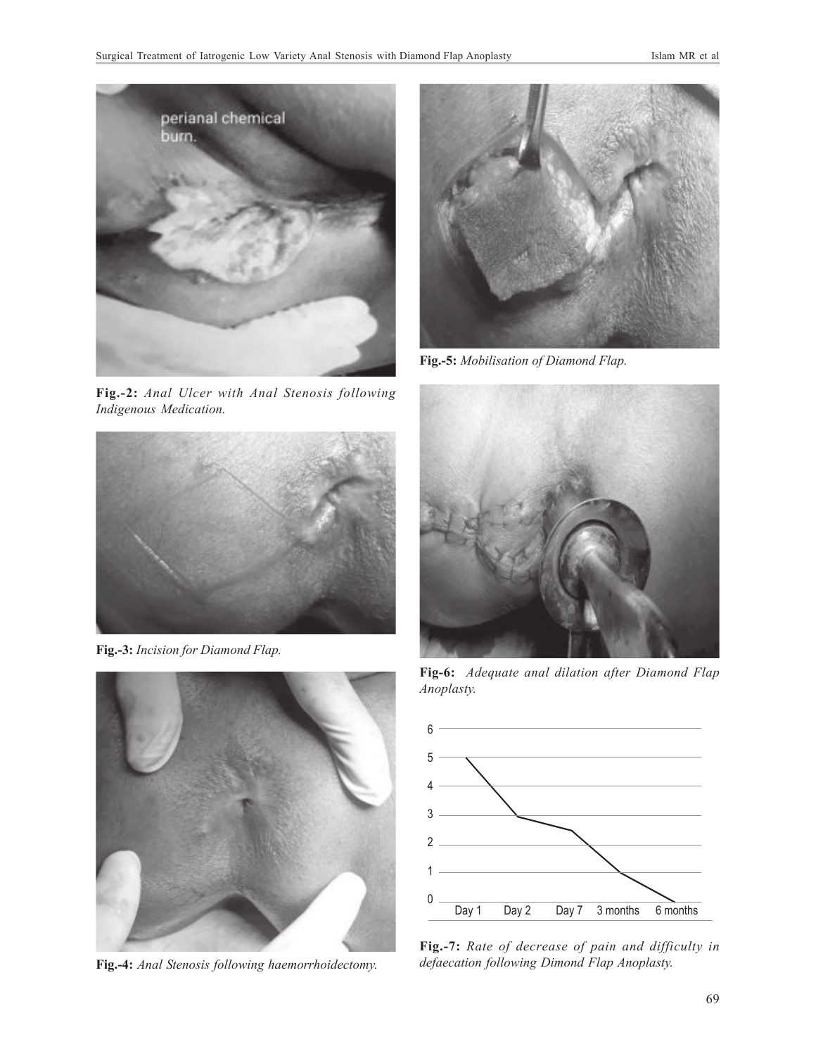Fig.-2: *Anal Ulcer with Anal Stenosis following Indigenous Medication.*

Fig.-3: *Incision for Diamond Flap.*

Fig.-4: *Anal Stenosis following haemorrhoidectomy.*

Fig.-5: *Mobilisation of Diamond Flap.*

Fig-6: *Adequate anal dilation after Diamond Flap Anoplasty.*

Fig.-7: *Rate of decrease of pain and difficulty in defaecation following Dimond Flap Anoplasty.*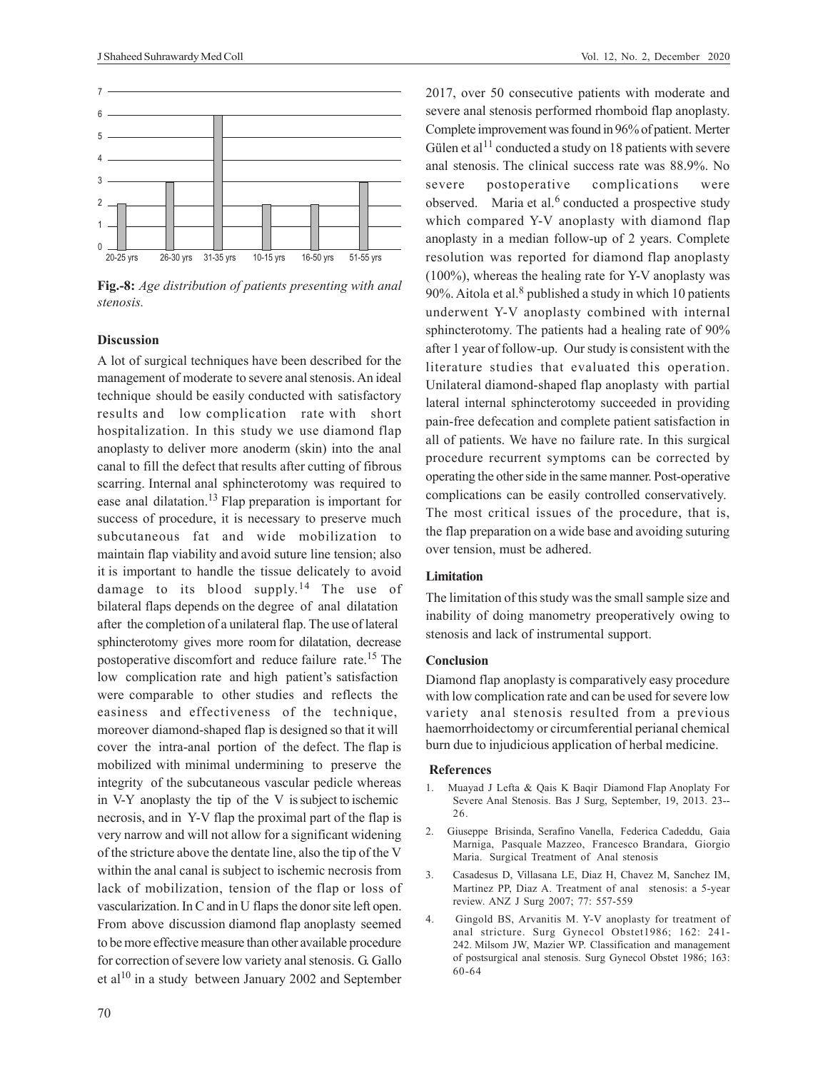**Fig.-8:** *Age distribution of patients presenting with anal stenosis.*

### Discussion

A lot of surgical techniques have been described for the management of moderate to severe anal stenosis. An ideal technique should be easily conducted with satisfactory results and low complication rate with short hospitalization. In this study we use diamond flap anoplasty to deliver more anoderm (skin) into the anal canal to fill the defect that results after cutting of fibrous scarring. Internal anal sphincterotomy was required to ease anal dilatation.[13] Flap preparation is important for success of procedure, it is necessary to preserve much subcutaneous fat and wide mobilization to maintain flap viability and avoid suture line tension; also it is important to handle the tissue delicately to avoid damage to its blood supply.[14] The use of bilateral flaps depends on the degree of anal dilatation after the completion of a unilateral flap. The use of lateral sphincterotomy gives more room for dilatation, decrease postoperative discomfort and reduce failure rate.[15] The low complication rate and high patient's satisfaction were comparable to other studies and reflects the easiness and effectiveness of the technique, moreover diamond-shaped flap is designed so that it will cover the intra-anal portion of the defect. The flap is mobilized with minimal undermining to preserve the integrity of the subcutaneous vascular pedicle whereas in V-Y anoplasty the tip of the V is subject to ischemic necrosis, and in Y-V flap the proximal part of the flap is very narrow and will not allow for a significant widening of the stricture above the dentate line, also the tip of the V within the anal canal is subject to ischemic necrosis from lack of mobilization, tension of the flap or loss of vascularization. In C and in U flaps the donor site left open. From above discussion diamond flap anoplasty seemed to be more effective measure than other available procedure for correction of severe low variety anal stenosis. G. Gallo et al[10] in a study between January 2002 and September 2017, over 50 consecutive patients with moderate and severe anal stenosis performed rhomboid flap anoplasty. Complete improvement was found in 96% of patient. Merter Gülen et al[11] conducted a study on 18 patients with severe anal stenosis. The clinical success rate was 88.9%. No severe postoperative complications were observed. Maria et al.[6] conducted a prospective study which compared Y-V anoplasty with diamond flap anoplasty in a median follow-up of 2 years. Complete resolution was reported for diamond flap anoplasty (100%), whereas the healing rate for Y-V anoplasty was 90%. Aitola et al.[8] published a study in which 10 patients underwent Y-V anoplasty combined with internal sphincterotomy. The patients had a healing rate of 90% after 1 year of follow-up. Our study is consistent with the literature studies that evaluated this operation. Unilateral diamond-shaped flap anoplasty with partial lateral internal sphincterotomy succeeded in providing pain-free defecation and complete patient satisfaction in all of patients. We have no failure rate. In this surgical procedure recurrent symptoms can be corrected by operating the other side in the same manner. Post-operative complications can be easily controlled conservatively. The most critical issues of the procedure, that is, the flap preparation on a wide base and avoiding suturing over tension, must be adhered.

### Limitation

The limitation of this study was the small sample size and inability of doing manometry preoperatively owing to stenosis and lack of instrumental support.

### Conclusion

Diamond flap anoplasty is comparatively easy procedure with low complication rate and can be used for severe low variety anal stenosis resulted from a previous haemorrhoidectomy or circumferential perianal chemical burn due to injudicious application of herbal medicine.

### References

1. Muayad J Lefta & Qais K Baqir Diamond Flap Anoplaty For Severe Anal Stenosis. Bas J Surg, September, 19, 2013. 23--26.
2. Giuseppe Brisinda, Serafino Vanella, Federica Cadeddu, Gaia Marniga, Pasquale Mazzeo, Francesco Brandara, Giorgio Maria. Surgical Treatment of Anal stenosis
3. Casadesus D, Villasana LE, Diaz H, Chavez M, Sanchez IM, Martinez PP, Diaz A. Treatment of anal stenosis: a 5-year review. ANZ J Surg 2007; 77: 557-559
4. Gingold BS, Arvanitis M. Y-V anoplasty for treatment of anal stricture. Surg Gynecol Obstet1986; 162: 241-242. Milsom JW, Mazier WP. Classification and management of postsurgical anal stenosis. Surg Gynecol Obstet 1986; 163: 60-64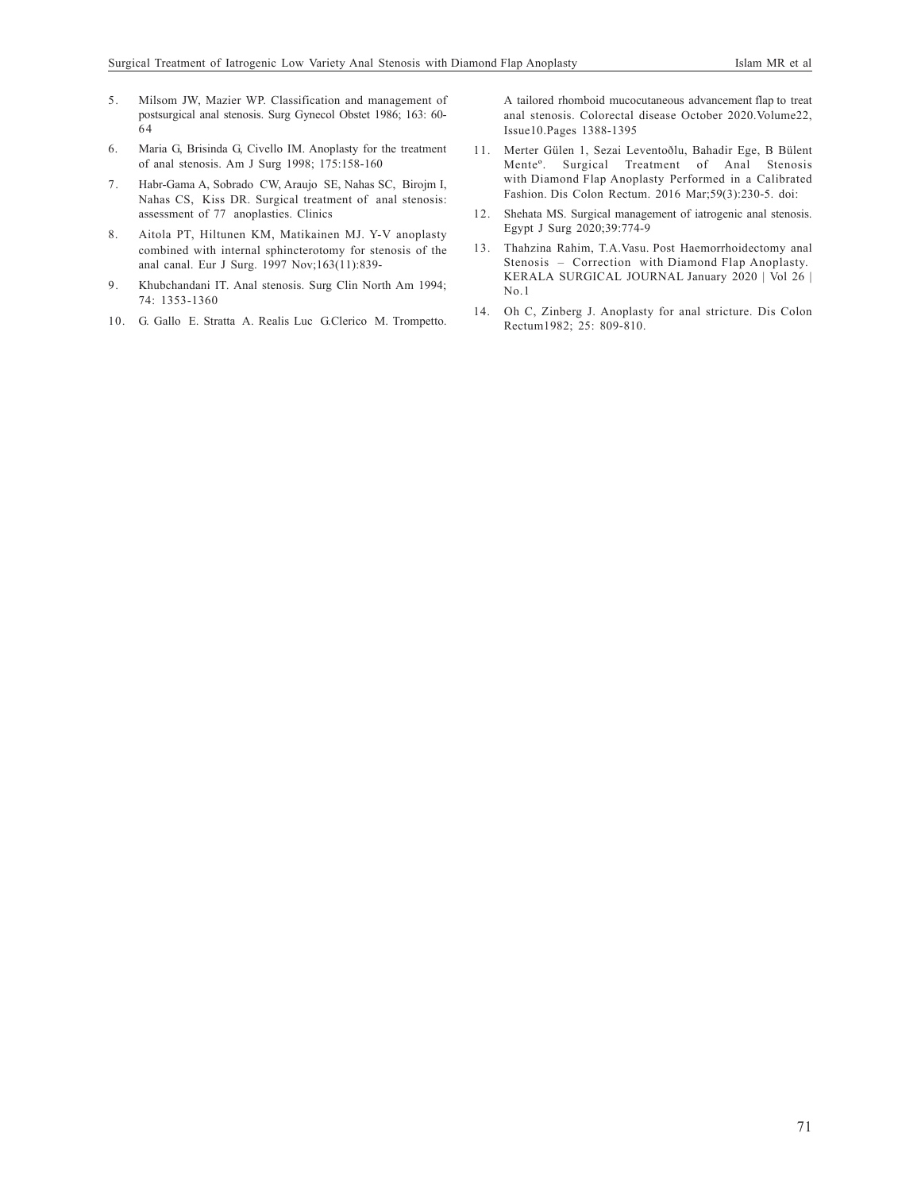5. Milsom JW, Mazier WP. Classification and management of postsurgical anal stenosis. Surg Gynecol Obstet 1986; 163: 60-64
6. Maria G, Brisinda G, Civello IM. Anoplasty for the treatment of anal stenosis. Am J Surg 1998; 175:158-160
7. Habr-Gama A, Sobrado CW, Araujo SE, Nahas SC, Birojm I, Nahas CS, Kiss DR. Surgical treatment of anal stenosis: assessment of 77 anoplasties. Clinics
8. Aitola PT, Hiltunen KM, Matikainen MJ. Y-V anoplasty combined with internal sphincterotomy for stenosis of the anal canal. Eur J Surg. 1997 Nov;163(11):839-
9. Khubchandani IT. Anal stenosis. Surg Clin North Am 1994; 74: 1353-1360
10. G. Gallo E. Stratta A. Realis Luc G.Clerico M. Trompetto. A tailored rhomboid mucocutaneous advancement flap to treat anal stenosis. Colorectal disease October 2020.Volume22, Issue10.Pages 1388-1395
11. Merter Gülen 1, Sezai Leventoðlu, Bahadir Ege, B Bülent Menteº. Surgical Treatment of Anal Stenosis with Diamond Flap Anoplasty Performed in a Calibrated Fashion. Dis Colon Rectum. 2016 Mar;59(3):230-5. doi:
12. Shehata MS. Surgical management of iatrogenic anal stenosis. Egypt J Surg 2020;39:774-9
13. Thahzina Rahim, T.A.Vasu. Post Haemorrhoidectomy anal Stenosis – Correction with Diamond Flap Anoplasty. KERALA SURGICAL JOURNAL January 2020 | Vol 26 | No.1
14. Oh C, Zinberg J. Anoplasty for anal stricture. Dis Colon Rectum1982; 25: 809-810.